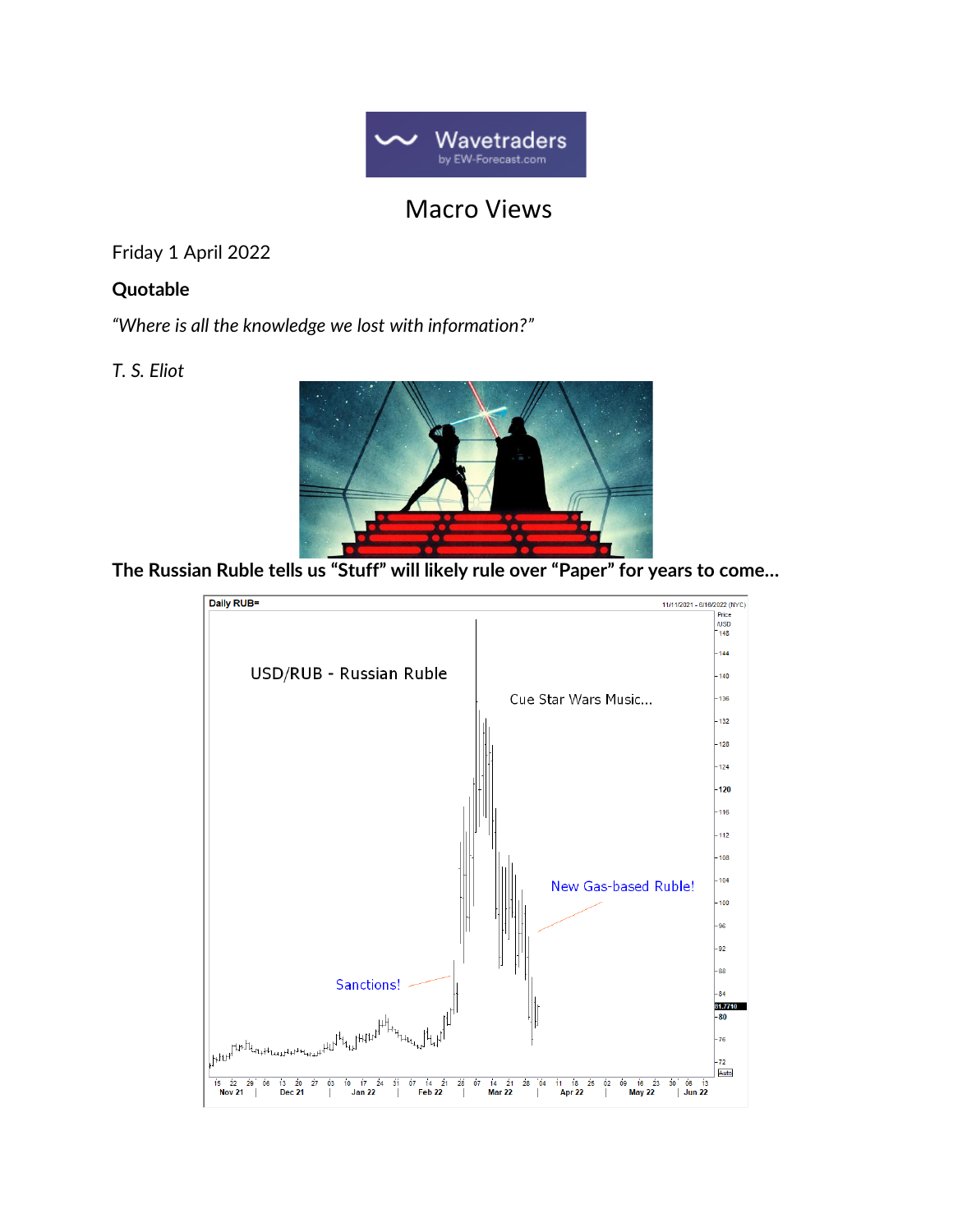# Macro Views

Friday 1 April 2022

## Quotable

*"Where is all the knowledge we lost with information?"*

*T. S. Eliot*

**The Russian Ruble tells us "Stuff" will likely rule over "Paper" for years to come…**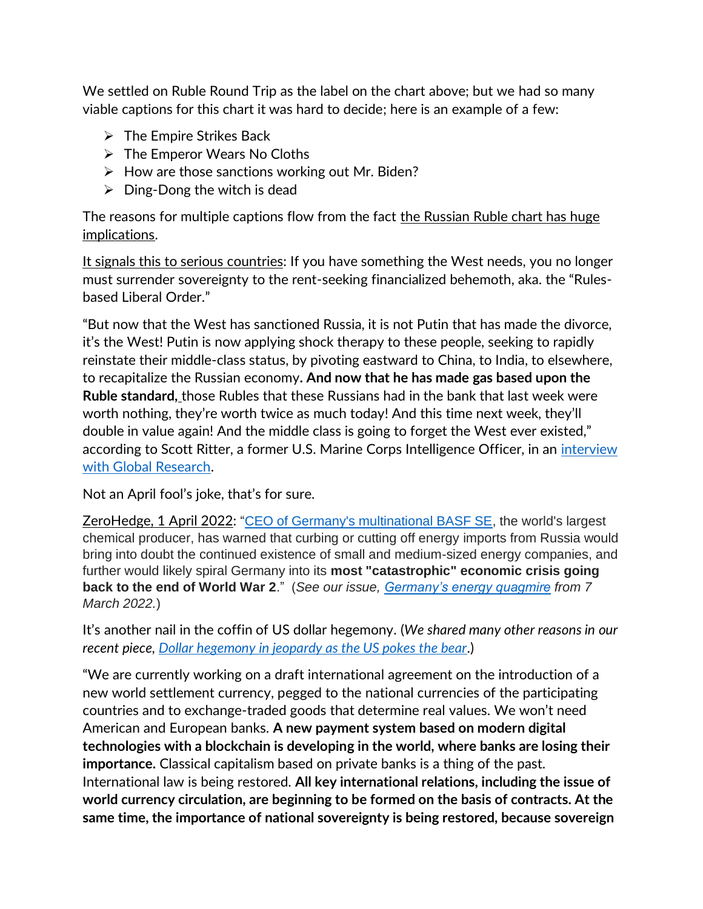We settled on Ruble Round Trip as the label on the chart above; but we had so many viable captions for this chart it was hard to decide; here is an example of a few:

- The Empire Strikes Back
- The Emperor Wears No Cloths
- How are those sanctions working out Mr. Biden?
- Ding-Dong the witch is dead

The reasons for multiple captions flow from the fact the Russian Ruble chart has huge implications.

It signals this to serious countries: If you have something the West needs, you no longer must surrender sovereignty to the rent-seeking financialized behemoth, aka. the "Rules-based Liberal Order."

"But now that the West has sanctioned Russia, it is not Putin that has made the divorce, it's the West! Putin is now applying shock therapy to these people, seeking to rapidly reinstate their middle-class status, by pivoting eastward to China, to India, to elsewhere, to recapitalize the Russian economy**. And now that he has made gas based upon the Ruble standard,** those Rubles that these Russians had in the bank that last week were worth nothing, they're worth twice as much today! And this time next week, they'll double in value again! And the middle class is going to forget the West ever existed," according to Scott Ritter, a former U.S. Marine Corps Intelligence Officer, in an [interview with Global Research](interview with Global Research).

Not an April fool's joke, that's for sure.

ZeroHedge, 1 April 2022: "[CEO of Germany's multinational BASF SE](CEO of Germany's multinational BASF SE), the world's largest chemical producer, has warned that curbing or cutting off energy imports from Russia would bring into doubt the continued existence of small and medium-sized energy companies, and further would likely spiral Germany into its **most "catastrophic" economic crisis going back to the end of World War 2**." (*See our issue, [Germany's energy quagmire](Germany's energy quagmire) from 7 March 2022.*)

It's another nail in the coffin of US dollar hegemony. (*We shared many other reasons in our recent piece, [Dollar hegemony in jeopardy as the US pokes the bear](Dollar hegemony in jeopardy as the US pokes the bear).*)

"We are currently working on a draft international agreement on the introduction of a new world settlement currency, pegged to the national currencies of the participating countries and to exchange-traded goods that determine real values. We won't need American and European banks. **A new payment system based on modern digital technologies with a blockchain is developing in the world, where banks are losing their importance.** Classical capitalism based on private banks is a thing of the past. International law is being restored. **All key international relations, including the issue of world currency circulation, are beginning to be formed on the basis of contracts. At the same time, the importance of national sovereignty is being restored, because sovereign**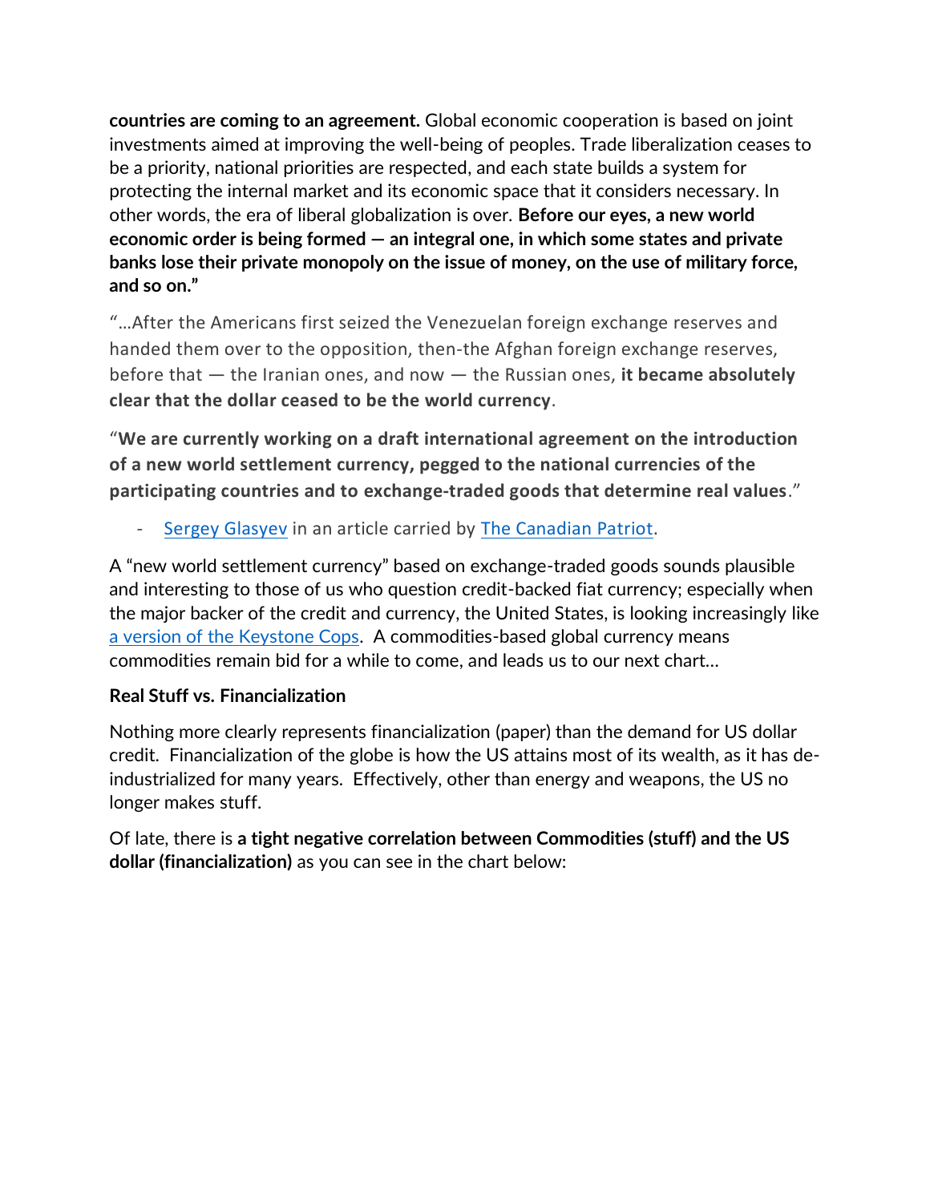**countries are coming to an agreement.** Global economic cooperation is based on joint investments aimed at improving the well-being of peoples. Trade liberalization ceases to be a priority, national priorities are respected, and each state builds a system for protecting the internal market and its economic space that it considers necessary. In other words, the era of liberal globalization is over. **Before our eyes, a new world economic order is being formed — an integral one, in which some states and private banks lose their private monopoly on the issue of money, on the use of military force, and so on."**

"…After the Americans first seized the Venezuelan foreign exchange reserves and handed them over to the opposition, then-the Afghan foreign exchange reserves, before that — the Iranian ones, and now — the Russian ones, **it became absolutely clear that the dollar ceased to be the world currency**.

"**We are currently working on a draft international agreement on the introduction of a new world settlement currency, pegged to the national currencies of the participating countries and to exchange-traded goods that determine real values**."

- [Sergey Glasyev](#) in an article carried by [The Canadian Patriot](#).

A "new world settlement currency" based on exchange-traded goods sounds plausible and interesting to those of us who question credit-backed fiat currency; especially when the major backer of the credit and currency, the United States, is looking increasingly like [a version of the Keystone Cops](#). A commodities-based global currency means commodities remain bid for a while to come, and leads us to our next chart…

**Real Stuff vs. Financialization**

Nothing more clearly represents financialization (paper) than the demand for US dollar credit. Financialization of the globe is how the US attains most of its wealth, as it has de-industrialized for many years. Effectively, other than energy and weapons, the US no longer makes stuff.

Of late, there is **a tight negative correlation between Commodities (stuff) and the US dollar (financialization)** as you can see in the chart below: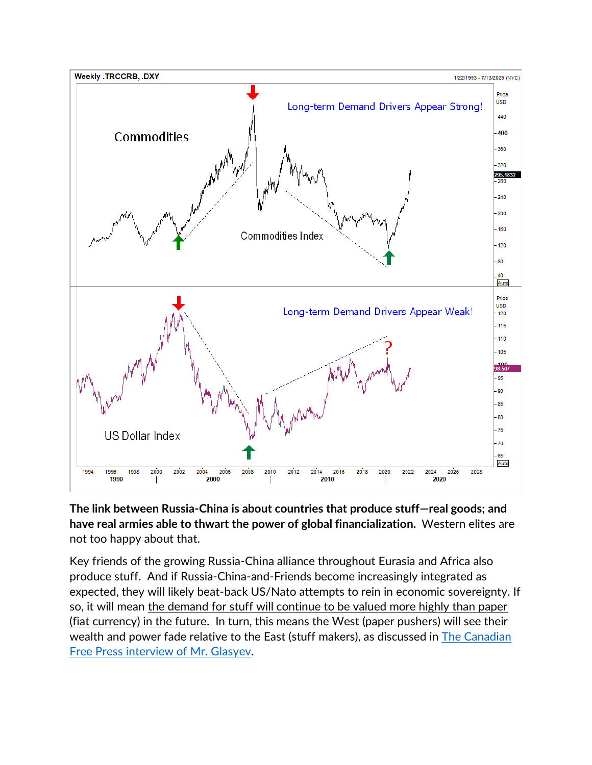**The link between Russia-China is about countries that produce stuff—real goods; and have real armies able to thwart the power of global financialization.** Western elites are not too happy about that.

Key friends of the growing Russia-China alliance throughout Eurasia and Africa also produce stuff. And if Russia-China-and-Friends become increasingly integrated as expected, they will likely beat-back US/Nato attempts to rein in economic sovereignty. If so, it will mean the demand for stuff will continue to be valued more highly than paper (fiat currency) in the future. In turn, this means the West (paper pushers) will see their wealth and power fade relative to the East (stuff makers), as discussed in The Canadian Free Press interview of Mr. Glasyev.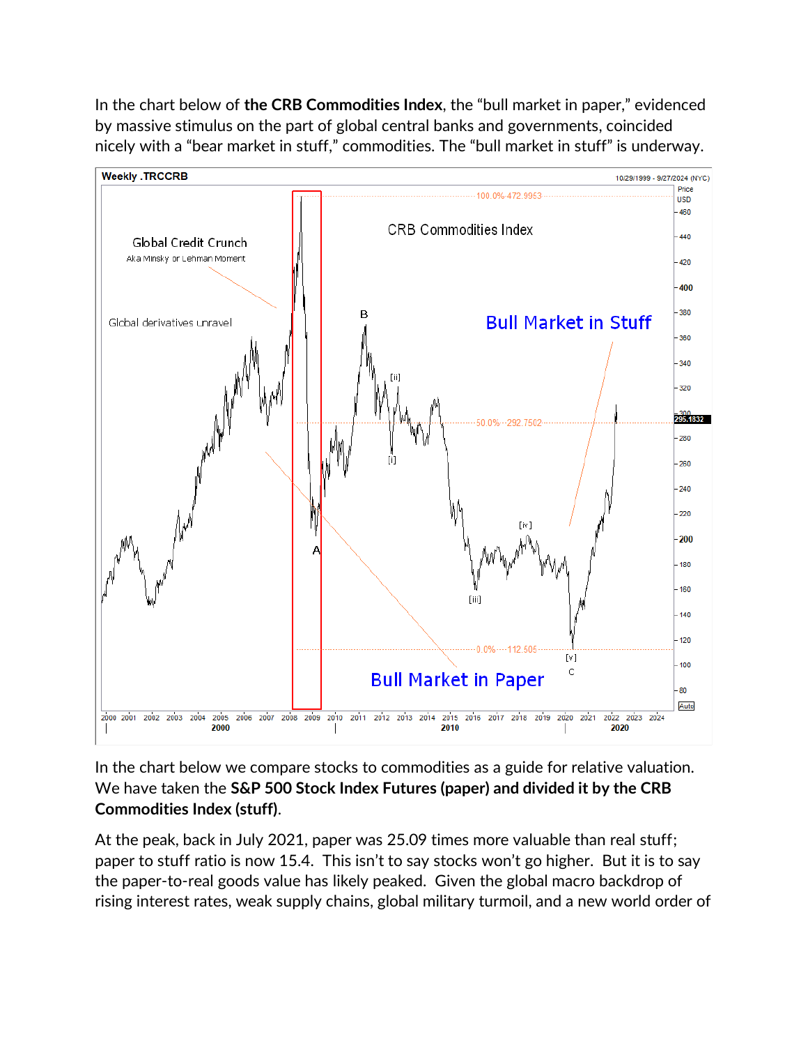In the chart below of **the CRB Commodities Index**, the "bull market in paper," evidenced by massive stimulus on the part of global central banks and governments, coincided nicely with a "bear market in stuff," commodities. The "bull market in stuff" is underway.

In the chart below we compare stocks to commodities as a guide for relative valuation. We have taken the **S&P 500 Stock Index Futures (paper) and divided it by the CRB Commodities Index (stuff)**.

At the peak, back in July 2021, paper was 25.09 times more valuable than real stuff; paper to stuff ratio is now 15.4. This isn't to say stocks won't go higher. But it is to say the paper-to-real goods value has likely peaked. Given the global macro backdrop of rising interest rates, weak supply chains, global military turmoil, and a new world order of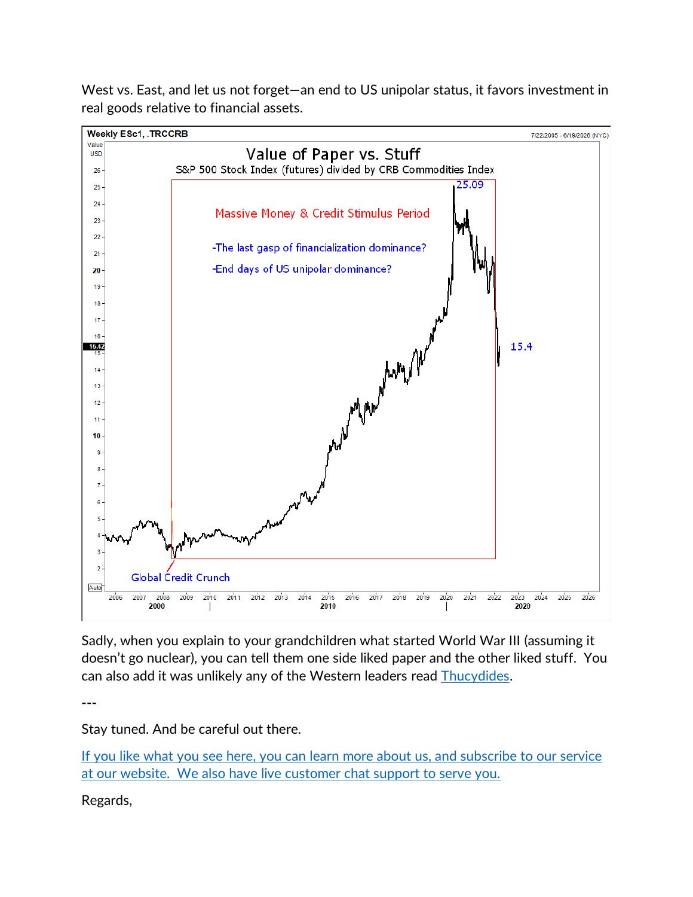West vs. East, and let us not forget—an end to US unipolar status, it favors investment in real goods relative to financial assets.

Sadly, when you explain to your grandchildren what started World War III (assuming it doesn't go nuclear), you can tell them one side liked paper and the other liked stuff. You can also add it was unlikely any of the Western leaders read Thucydides.

---

Stay tuned. And be careful out there.

If you like what you see here, you can learn more about us, and subscribe to our service at our website. We also have live customer chat support to serve you.

Regards,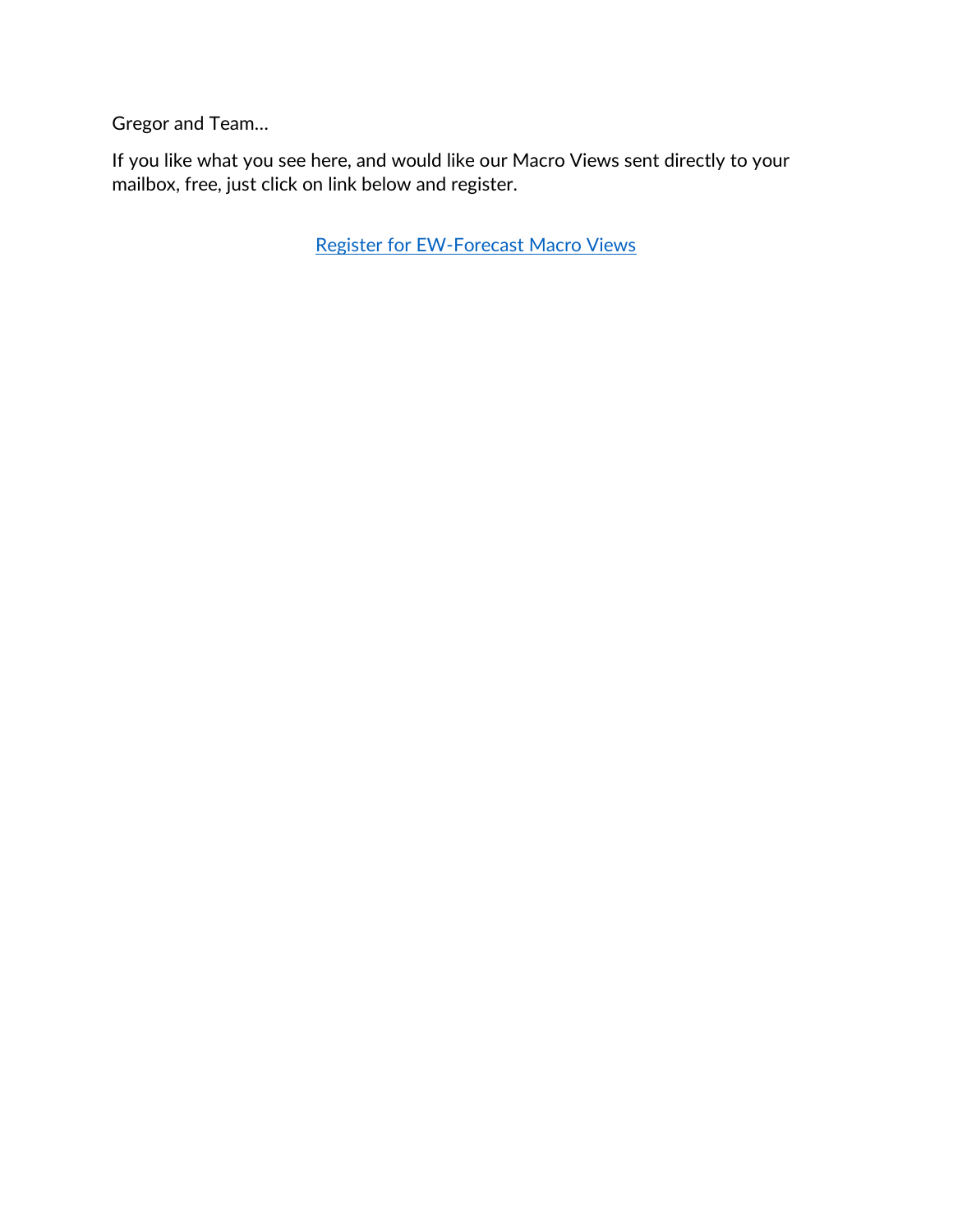Gregor and Team…

If you like what you see here, and would like our Macro Views sent directly to your mailbox, free, just click on link below and register.

Register for EW-Forecast Macro Views